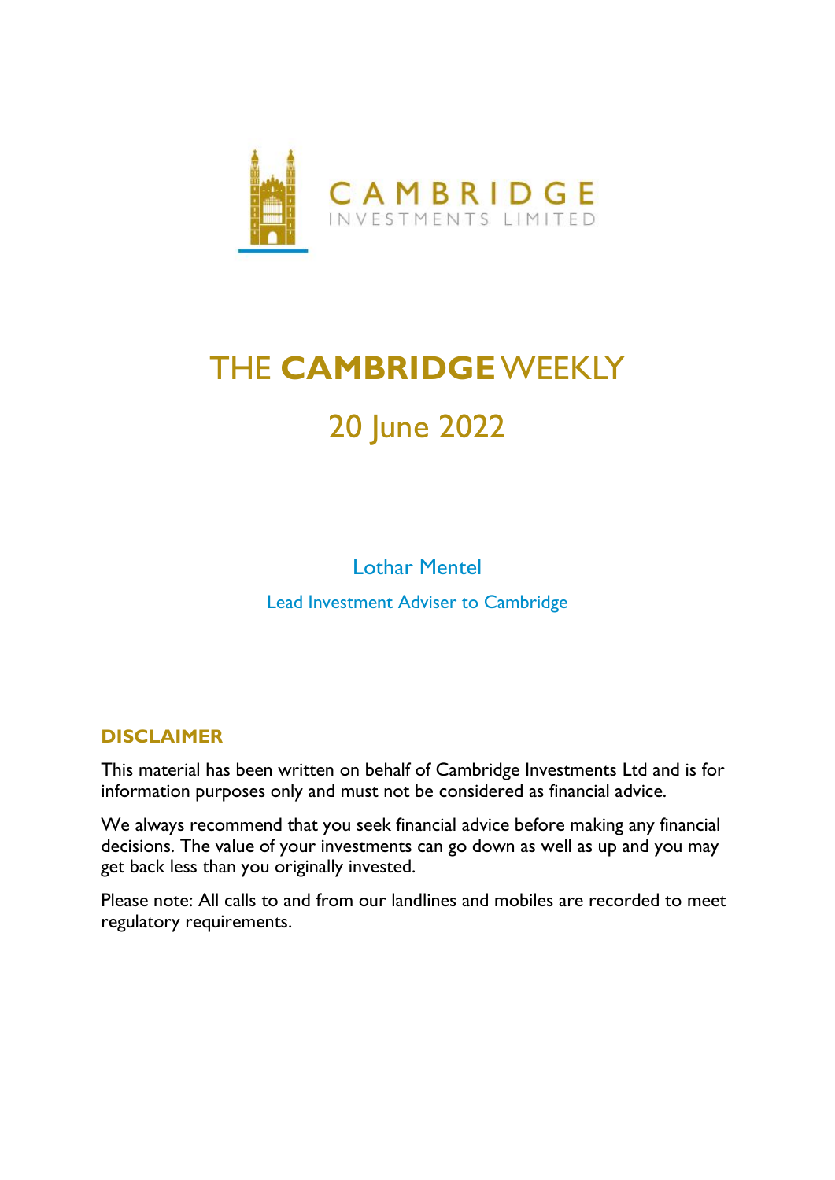CAMBRIDGE

INVESTMENTS LIMITED

# THE **CAMBRIDGE** WEEKLY

## 20 June 2022

Lothar Mentel

Lead Investment Adviser to Cambridge

### DISCLAIMER

This material has been written on behalf of Cambridge Investments Ltd and is for information purposes only and must not be considered as financial advice.

We always recommend that you seek financial advice before making any financial decisions. The value of your investments can go down as well as up and you may get back less than you originally invested.

Please note: All calls to and from our landlines and mobiles are recorded to meet regulatory requirements.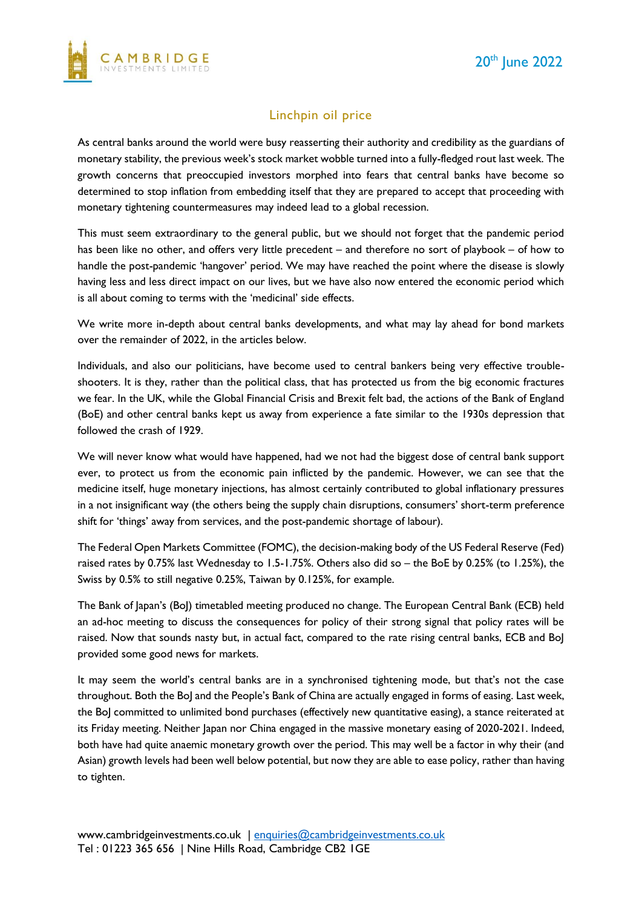# Linchpin oil price

As central banks around the world were busy reasserting their authority and credibility as the guardians of monetary stability, the previous week's stock market wobble turned into a fully-fledged rout last week. The growth concerns that preoccupied investors morphed into fears that central banks have become so determined to stop inflation from embedding itself that they are prepared to accept that proceeding with monetary tightening countermeasures may indeed lead to a global recession.

This must seem extraordinary to the general public, but we should not forget that the pandemic period has been like no other, and offers very little precedent – and therefore no sort of playbook – of how to handle the post-pandemic 'hangover' period. We may have reached the point where the disease is slowly having less and less direct impact on our lives, but we have also now entered the economic period which is all about coming to terms with the 'medicinal' side effects.

We write more in-depth about central banks developments, and what may lay ahead for bond markets over the remainder of 2022, in the articles below.

Individuals, and also our politicians, have become used to central bankers being very effective trouble-shooters. It is they, rather than the political class, that has protected us from the big economic fractures we fear. In the UK, while the Global Financial Crisis and Brexit felt bad, the actions of the Bank of England (BoE) and other central banks kept us away from experience a fate similar to the 1930s depression that followed the crash of 1929.

We will never know what would have happened, had we not had the biggest dose of central bank support ever, to protect us from the economic pain inflicted by the pandemic. However, we can see that the medicine itself, huge monetary injections, has almost certainly contributed to global inflationary pressures in a not insignificant way (the others being the supply chain disruptions, consumers' short-term preference shift for 'things' away from services, and the post-pandemic shortage of labour).

The Federal Open Markets Committee (FOMC), the decision-making body of the US Federal Reserve (Fed) raised rates by 0.75% last Wednesday to 1.5-1.75%. Others also did so – the BoE by 0.25% (to 1.25%), the Swiss by 0.5% to still negative 0.25%, Taiwan by 0.125%, for example.

The Bank of Japan's (BoJ) timetabled meeting produced no change. The European Central Bank (ECB) held an ad-hoc meeting to discuss the consequences for policy of their strong signal that policy rates will be raised. Now that sounds nasty but, in actual fact, compared to the rate rising central banks, ECB and BoJ provided some good news for markets.

It may seem the world's central banks are in a synchronised tightening mode, but that's not the case throughout. Both the BoJ and the People's Bank of China are actually engaged in forms of easing. Last week, the BoJ committed to unlimited bond purchases (effectively new quantitative easing), a stance reiterated at its Friday meeting. Neither Japan nor China engaged in the massive monetary easing of 2020-2021. Indeed, both have had quite anaemic monetary growth over the period. This may well be a factor in why their (and Asian) growth levels had been well below potential, but now they are able to ease policy, rather than having to tighten.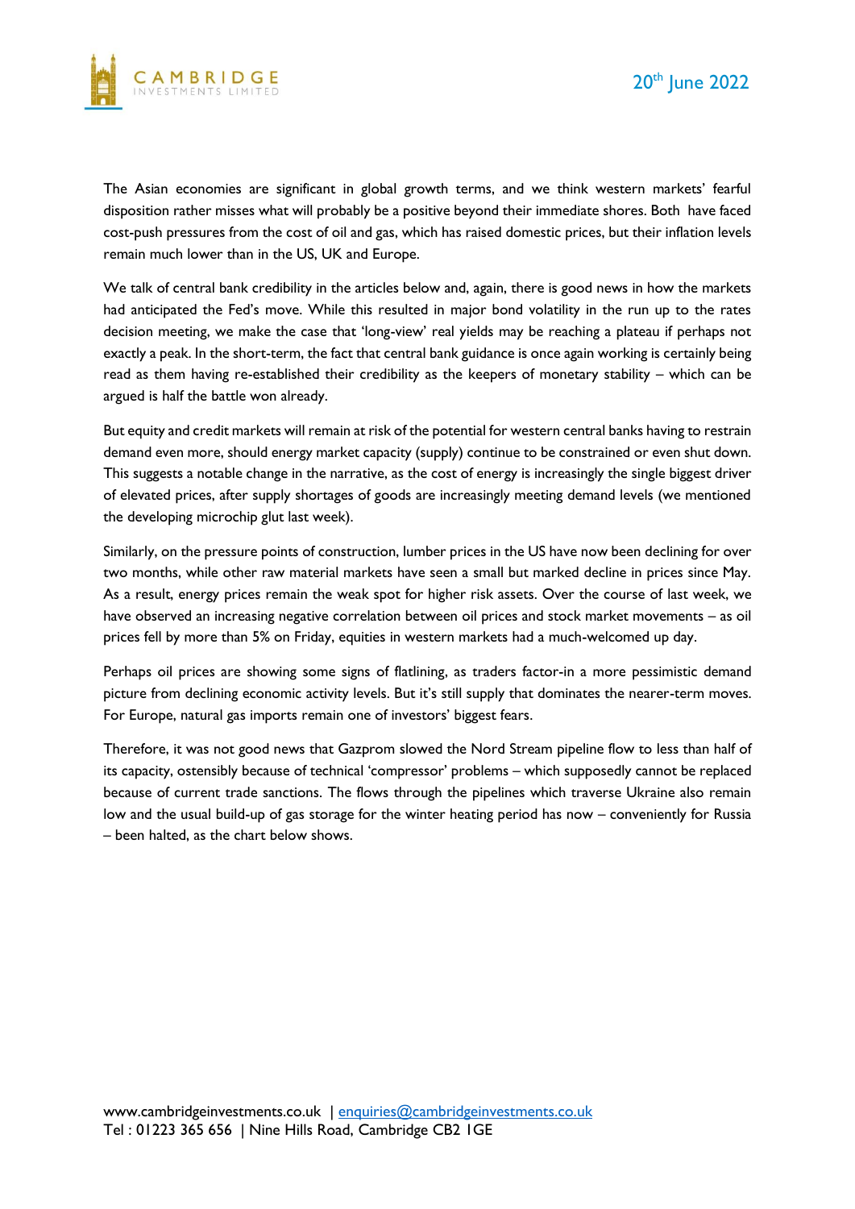The Asian economies are significant in global growth terms, and we think western markets' fearful disposition rather misses what will probably be a positive beyond their immediate shores. Both have faced cost-push pressures from the cost of oil and gas, which has raised domestic prices, but their inflation levels remain much lower than in the US, UK and Europe.

We talk of central bank credibility in the articles below and, again, there is good news in how the markets had anticipated the Fed's move. While this resulted in major bond volatility in the run up to the rates decision meeting, we make the case that 'long-view' real yields may be reaching a plateau if perhaps not exactly a peak. In the short-term, the fact that central bank guidance is once again working is certainly being read as them having re-established their credibility as the keepers of monetary stability – which can be argued is half the battle won already.

But equity and credit markets will remain at risk of the potential for western central banks having to restrain demand even more, should energy market capacity (supply) continue to be constrained or even shut down. This suggests a notable change in the narrative, as the cost of energy is increasingly the single biggest driver of elevated prices, after supply shortages of goods are increasingly meeting demand levels (we mentioned the developing microchip glut last week).

Similarly, on the pressure points of construction, lumber prices in the US have now been declining for over two months, while other raw material markets have seen a small but marked decline in prices since May. As a result, energy prices remain the weak spot for higher risk assets. Over the course of last week, we have observed an increasing negative correlation between oil prices and stock market movements – as oil prices fell by more than 5% on Friday, equities in western markets had a much-welcomed up day.

Perhaps oil prices are showing some signs of flatlining, as traders factor-in a more pessimistic demand picture from declining economic activity levels. But it's still supply that dominates the nearer-term moves. For Europe, natural gas imports remain one of investors' biggest fears.

Therefore, it was not good news that Gazprom slowed the Nord Stream pipeline flow to less than half of its capacity, ostensibly because of technical 'compressor' problems – which supposedly cannot be replaced because of current trade sanctions. The flows through the pipelines which traverse Ukraine also remain low and the usual build-up of gas storage for the winter heating period has now – conveniently for Russia – been halted, as the chart below shows.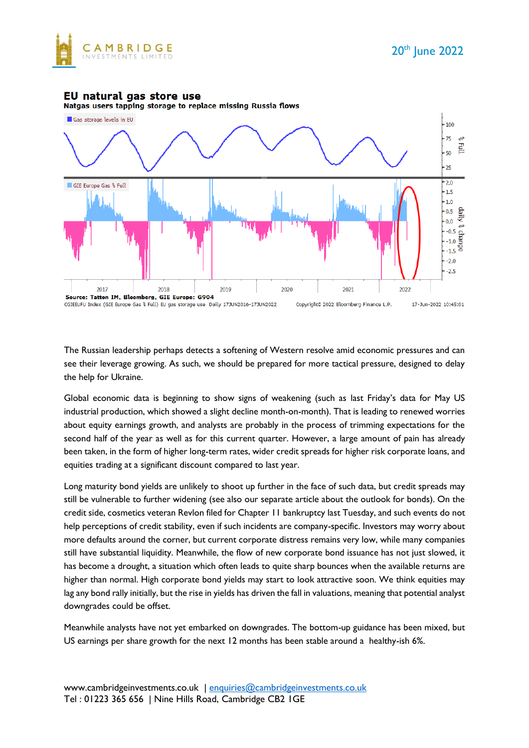**EU natural gas store use**

**Natgas users tapping storage to replace missing Russia flows**

**Source: Tatton IM, Bloomberg, GIE Europe: G904**

The Russian leadership perhaps detects a softening of Western resolve amid economic pressures and can see their leverage growing. As such, we should be prepared for more tactical pressure, designed to delay the help for Ukraine.

Global economic data is beginning to show signs of weakening (such as last Friday's data for May US industrial production, which showed a slight decline month-on-month). That is leading to renewed worries about equity earnings growth, and analysts are probably in the process of trimming expectations for the second half of the year as well as for this current quarter. However, a large amount of pain has already been taken, in the form of higher long-term rates, wider credit spreads for higher risk corporate loans, and equities trading at a significant discount compared to last year.

Long maturity bond yields are unlikely to shoot up further in the face of such data, but credit spreads may still be vulnerable to further widening (see also our separate article about the outlook for bonds). On the credit side, cosmetics veteran Revlon filed for Chapter 11 bankruptcy last Tuesday, and such events do not help perceptions of credit stability, even if such incidents are company-specific. Investors may worry about more defaults around the corner, but current corporate distress remains very low, while many companies still have substantial liquidity. Meanwhile, the flow of new corporate bond issuance has not just slowed, it has become a drought, a situation which often leads to quite sharp bounces when the available returns are higher than normal. High corporate bond yields may start to look attractive soon. We think equities may lag any bond rally initially, but the rise in yields has driven the fall in valuations, meaning that potential analyst downgrades could be offset.

Meanwhile analysts have not yet embarked on downgrades. The bottom-up guidance has been mixed, but US earnings per share growth for the next 12 months has been stable around a healthy-ish 6%.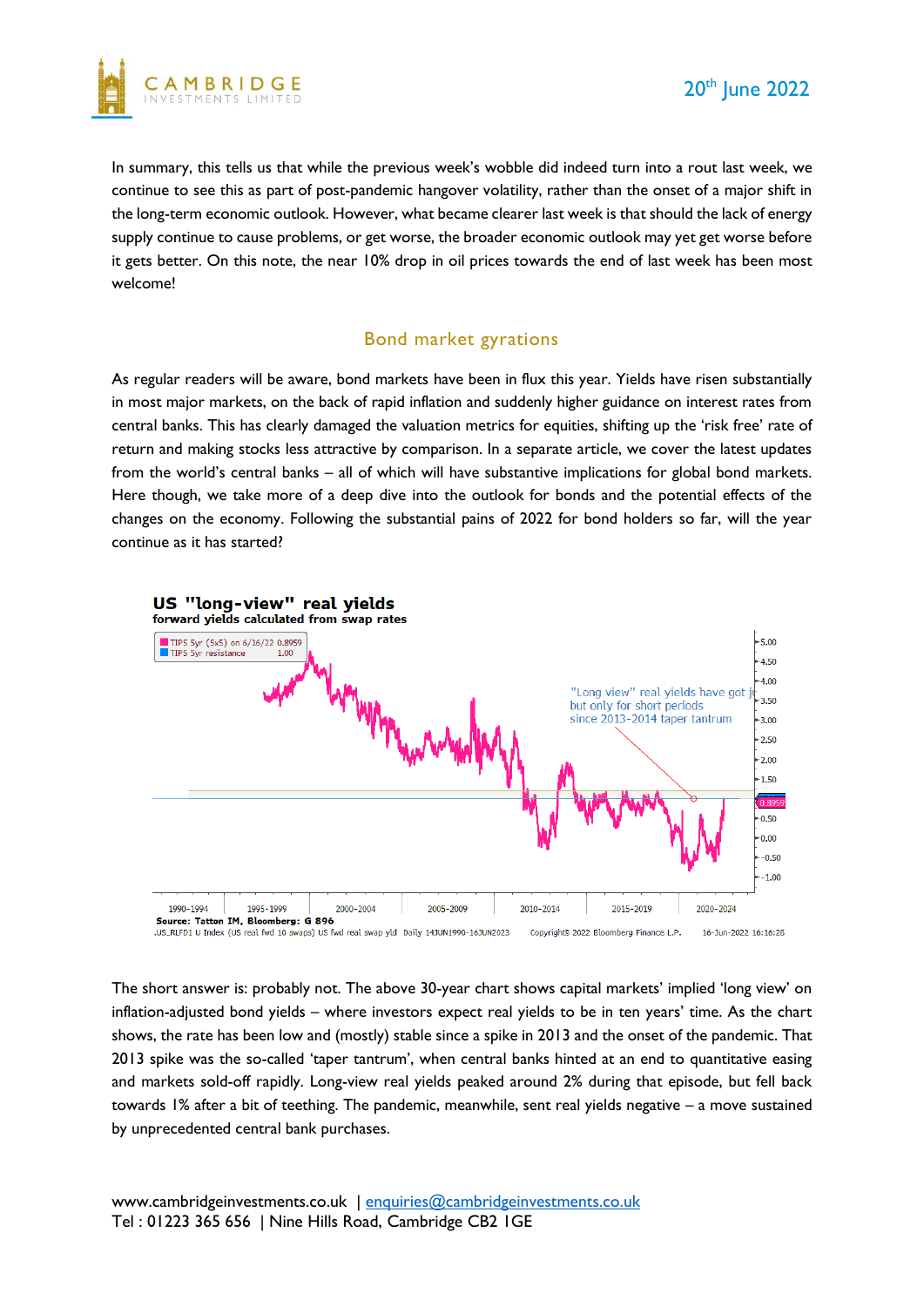In summary, this tells us that while the previous week's wobble did indeed turn into a rout last week, we continue to see this as part of post-pandemic hangover volatility, rather than the onset of a major shift in the long-term economic outlook. However, what became clearer last week is that should the lack of energy supply continue to cause problems, or get worse, the broader economic outlook may yet get worse before it gets better. On this note, the near 10% drop in oil prices towards the end of last week has been most welcome!

## Bond market gyrations

As regular readers will be aware, bond markets have been in flux this year. Yields have risen substantially in most major markets, on the back of rapid inflation and suddenly higher guidance on interest rates from central banks. This has clearly damaged the valuation metrics for equities, shifting up the 'risk free' rate of return and making stocks less attractive by comparison. In a separate article, we cover the latest updates from the world's central banks – all of which will have substantive implications for global bond markets. Here though, we take more of a deep dive into the outlook for bonds and the potential effects of the changes on the economy. Following the substantial pains of 2022 for bond holders so far, will the year continue as it has started?

**US "long-view" real yields**
**forward yields calculated from swap rates**

Source: Tatton IM, Bloomberg: G 896

The short answer is: probably not. The above 30-year chart shows capital markets' implied 'long view' on inflation-adjusted bond yields – where investors expect real yields to be in ten years' time. As the chart shows, the rate has been low and (mostly) stable since a spike in 2013 and the onset of the pandemic. That 2013 spike was the so-called 'taper tantrum', when central banks hinted at an end to quantitative easing and markets sold-off rapidly. Long-view real yields peaked around 2% during that episode, but fell back towards 1% after a bit of teething. The pandemic, meanwhile, sent real yields negative – a move sustained by unprecedented central bank purchases.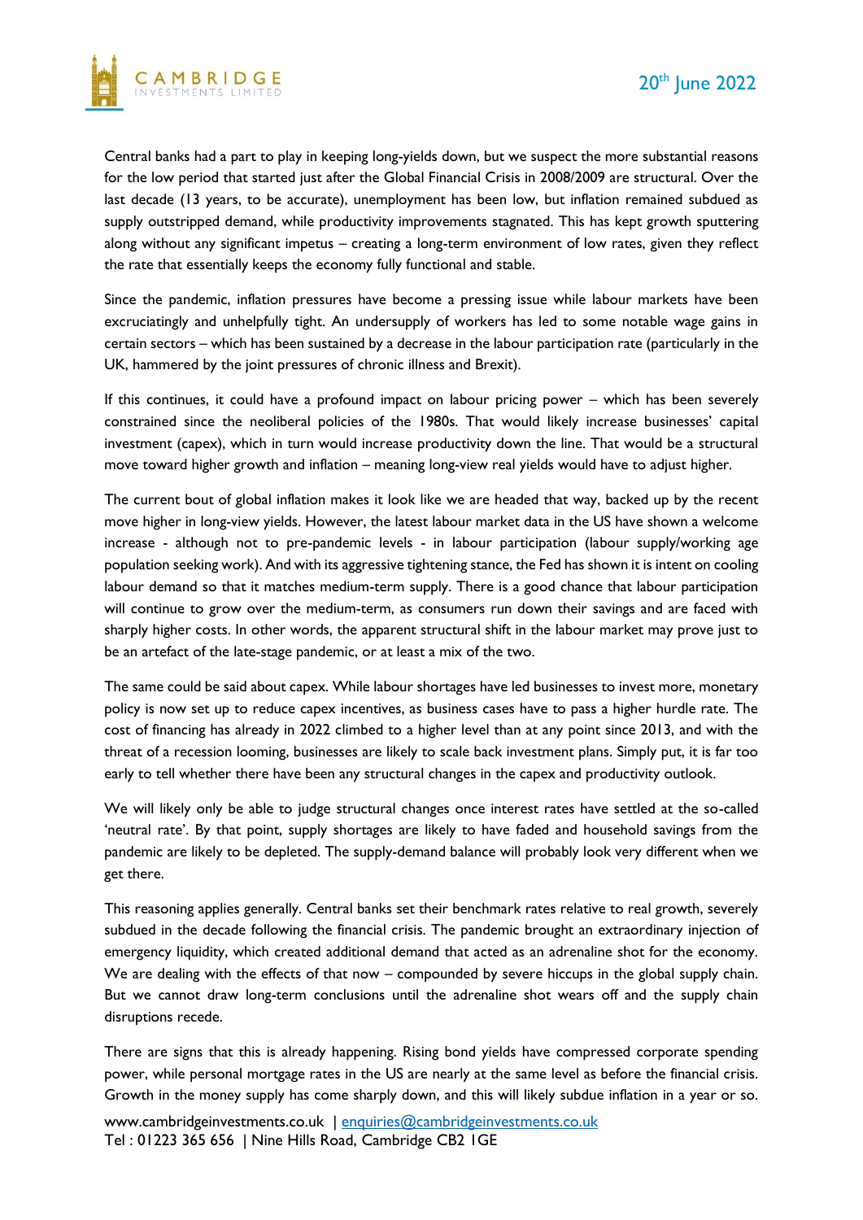Central banks had a part to play in keeping long-yields down, but we suspect the more substantial reasons for the low period that started just after the Global Financial Crisis in 2008/2009 are structural. Over the last decade (13 years, to be accurate), unemployment has been low, but inflation remained subdued as supply outstripped demand, while productivity improvements stagnated. This has kept growth sputtering along without any significant impetus – creating a long-term environment of low rates, given they reflect the rate that essentially keeps the economy fully functional and stable.

Since the pandemic, inflation pressures have become a pressing issue while labour markets have been excruciatingly and unhelpfully tight. An undersupply of workers has led to some notable wage gains in certain sectors – which has been sustained by a decrease in the labour participation rate (particularly in the UK, hammered by the joint pressures of chronic illness and Brexit).

If this continues, it could have a profound impact on labour pricing power – which has been severely constrained since the neoliberal policies of the 1980s. That would likely increase businesses' capital investment (capex), which in turn would increase productivity down the line. That would be a structural move toward higher growth and inflation – meaning long-view real yields would have to adjust higher.

The current bout of global inflation makes it look like we are headed that way, backed up by the recent move higher in long-view yields. However, the latest labour market data in the US have shown a welcome increase - although not to pre-pandemic levels - in labour participation (labour supply/working age population seeking work). And with its aggressive tightening stance, the Fed has shown it is intent on cooling labour demand so that it matches medium-term supply. There is a good chance that labour participation will continue to grow over the medium-term, as consumers run down their savings and are faced with sharply higher costs. In other words, the apparent structural shift in the labour market may prove just to be an artefact of the late-stage pandemic, or at least a mix of the two.

The same could be said about capex. While labour shortages have led businesses to invest more, monetary policy is now set up to reduce capex incentives, as business cases have to pass a higher hurdle rate. The cost of financing has already in 2022 climbed to a higher level than at any point since 2013, and with the threat of a recession looming, businesses are likely to scale back investment plans. Simply put, it is far too early to tell whether there have been any structural changes in the capex and productivity outlook.

We will likely only be able to judge structural changes once interest rates have settled at the so-called 'neutral rate'. By that point, supply shortages are likely to have faded and household savings from the pandemic are likely to be depleted. The supply-demand balance will probably look very different when we get there.

This reasoning applies generally. Central banks set their benchmark rates relative to real growth, severely subdued in the decade following the financial crisis. The pandemic brought an extraordinary injection of emergency liquidity, which created additional demand that acted as an adrenaline shot for the economy. We are dealing with the effects of that now – compounded by severe hiccups in the global supply chain. But we cannot draw long-term conclusions until the adrenaline shot wears off and the supply chain disruptions recede.

There are signs that this is already happening. Rising bond yields have compressed corporate spending power, while personal mortgage rates in the US are nearly at the same level as before the financial crisis. Growth in the money supply has come sharply down, and this will likely subdue inflation in a year or so.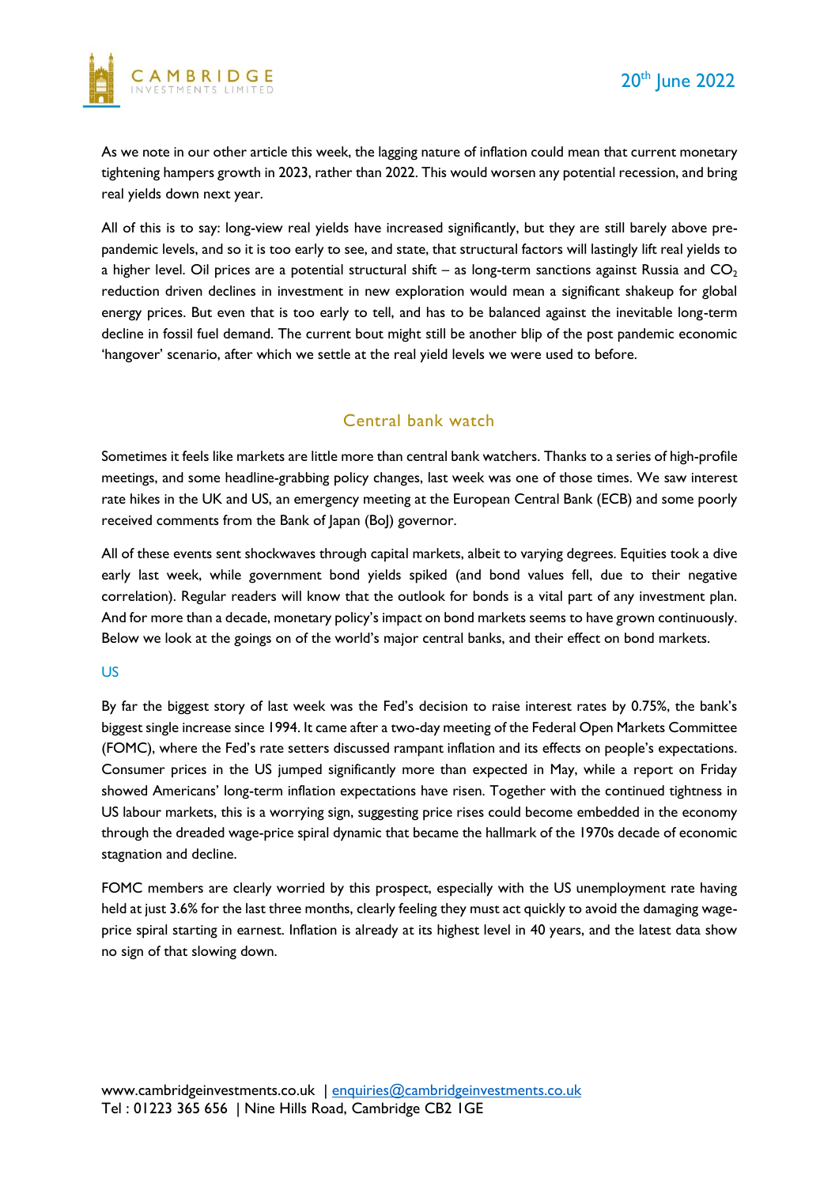As we note in our other article this week, the lagging nature of inflation could mean that current monetary tightening hampers growth in 2023, rather than 2022. This would worsen any potential recession, and bring real yields down next year.

All of this is to say: long-view real yields have increased significantly, but they are still barely above pre-pandemic levels, and so it is too early to see, and state, that structural factors will lastingly lift real yields to a higher level. Oil prices are a potential structural shift – as long-term sanctions against Russia and $CO_2$ reduction driven declines in investment in new exploration would mean a significant shakeup for global energy prices. But even that is too early to tell, and has to be balanced against the inevitable long-term decline in fossil fuel demand. The current bout might still be another blip of the post pandemic economic 'hangover' scenario, after which we settle at the real yield levels we were used to before.

## Central bank watch

Sometimes it feels like markets are little more than central bank watchers. Thanks to a series of high-profile meetings, and some headline-grabbing policy changes, last week was one of those times. We saw interest rate hikes in the UK and US, an emergency meeting at the European Central Bank (ECB) and some poorly received comments from the Bank of Japan (BoJ) governor.

All of these events sent shockwaves through capital markets, albeit to varying degrees. Equities took a dive early last week, while government bond yields spiked (and bond values fell, due to their negative correlation). Regular readers will know that the outlook for bonds is a vital part of any investment plan. And for more than a decade, monetary policy's impact on bond markets seems to have grown continuously. Below we look at the goings on of the world's major central banks, and their effect on bond markets.

### US

By far the biggest story of last week was the Fed's decision to raise interest rates by 0.75%, the bank's biggest single increase since 1994. It came after a two-day meeting of the Federal Open Markets Committee (FOMC), where the Fed's rate setters discussed rampant inflation and its effects on people's expectations. Consumer prices in the US jumped significantly more than expected in May, while a report on Friday showed Americans' long-term inflation expectations have risen. Together with the continued tightness in US labour markets, this is a worrying sign, suggesting price rises could become embedded in the economy through the dreaded wage-price spiral dynamic that became the hallmark of the 1970s decade of economic stagnation and decline.

FOMC members are clearly worried by this prospect, especially with the US unemployment rate having held at just 3.6% for the last three months, clearly feeling they must act quickly to avoid the damaging wage-price spiral starting in earnest. Inflation is already at its highest level in 40 years, and the latest data show no sign of that slowing down.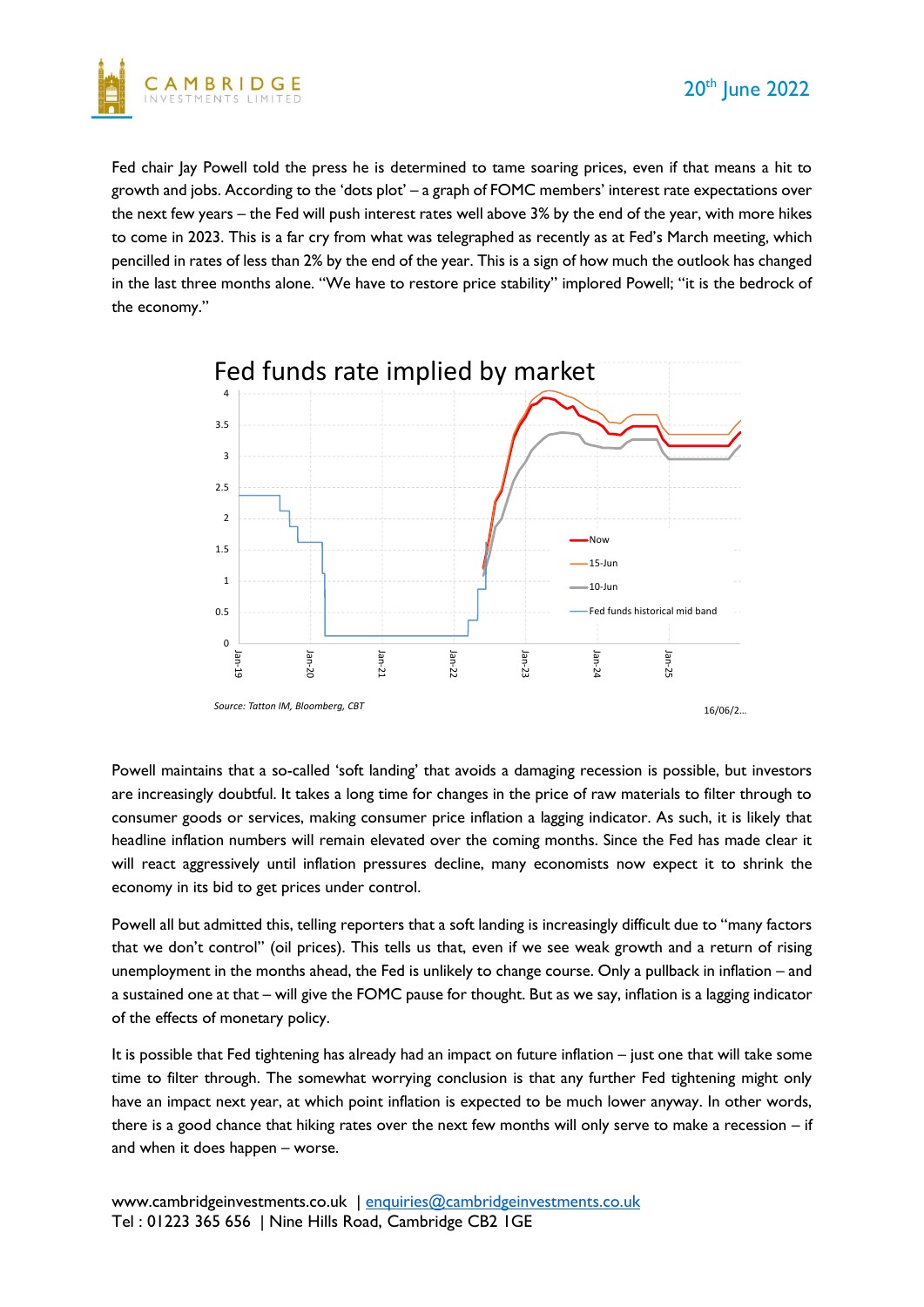Fed chair Jay Powell told the press he is determined to tame soaring prices, even if that means a hit to growth and jobs. According to the 'dots plot' – a graph of FOMC members' interest rate expectations over the next few years – the Fed will push interest rates well above 3% by the end of the year, with more hikes to come in 2023. This is a far cry from what was telegraphed as recently as at Fed's March meeting, which pencilled in rates of less than 2% by the end of the year. This is a sign of how much the outlook has changed in the last three months alone. "We have to restore price stability" implored Powell; "it is the bedrock of the economy."

Fed funds rate implied by market

Source: Tatton IM, Bloomberg, CBT

16/06/2...

Powell maintains that a so-called 'soft landing' that avoids a damaging recession is possible, but investors are increasingly doubtful. It takes a long time for changes in the price of raw materials to filter through to consumer goods or services, making consumer price inflation a lagging indicator. As such, it is likely that headline inflation numbers will remain elevated over the coming months. Since the Fed has made clear it will react aggressively until inflation pressures decline, many economists now expect it to shrink the economy in its bid to get prices under control.

Powell all but admitted this, telling reporters that a soft landing is increasingly difficult due to "many factors that we don't control" (oil prices). This tells us that, even if we see weak growth and a return of rising unemployment in the months ahead, the Fed is unlikely to change course. Only a pullback in inflation – and a sustained one at that – will give the FOMC pause for thought. But as we say, inflation is a lagging indicator of the effects of monetary policy.

It is possible that Fed tightening has already had an impact on future inflation – just one that will take some time to filter through. The somewhat worrying conclusion is that any further Fed tightening might only have an impact next year, at which point inflation is expected to be much lower anyway. In other words, there is a good chance that hiking rates over the next few months will only serve to make a recession – if and when it does happen – worse.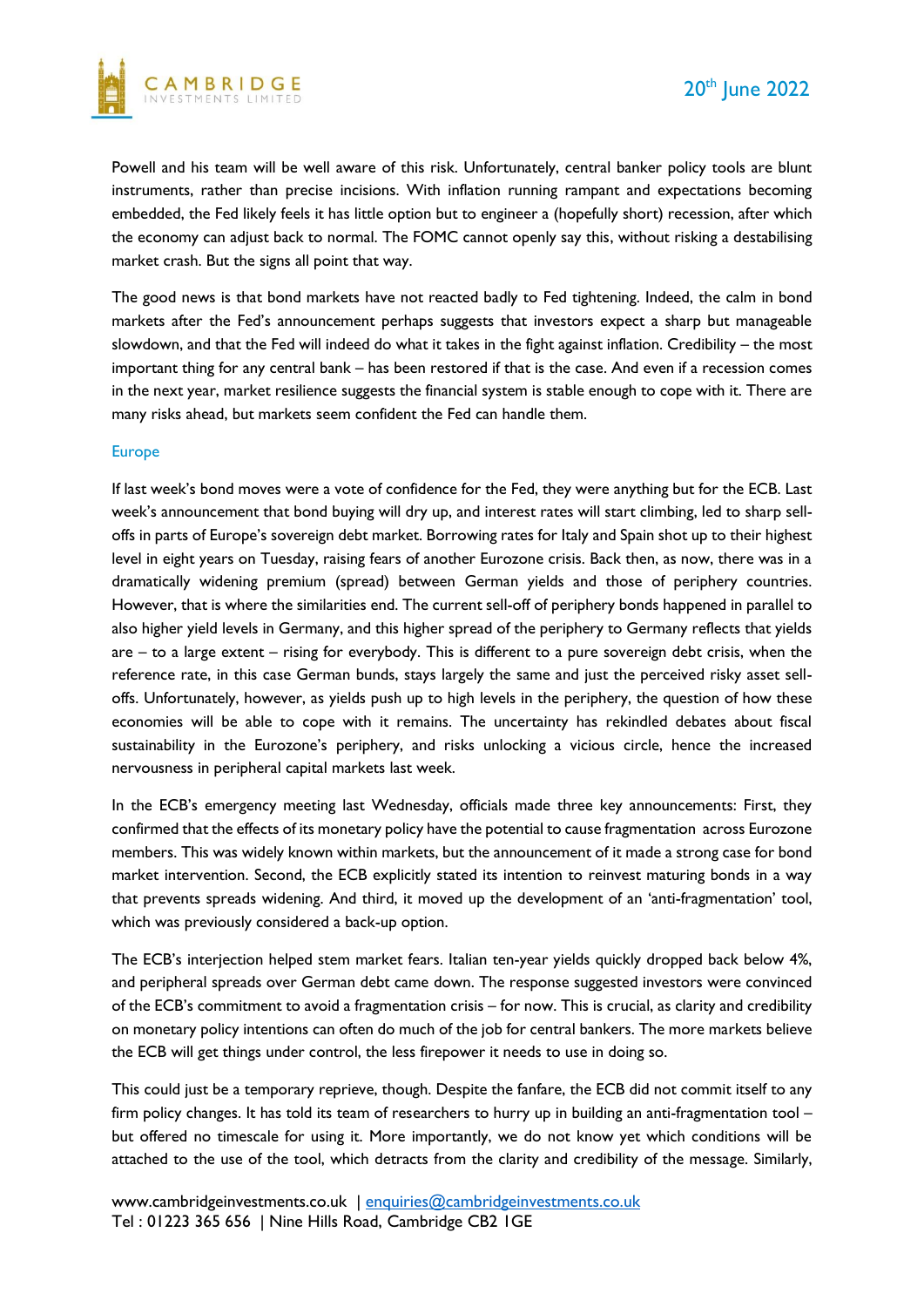Powell and his team will be well aware of this risk. Unfortunately, central banker policy tools are blunt instruments, rather than precise incisions. With inflation running rampant and expectations becoming embedded, the Fed likely feels it has little option but to engineer a (hopefully short) recession, after which the economy can adjust back to normal. The FOMC cannot openly say this, without risking a destabilising market crash. But the signs all point that way.

The good news is that bond markets have not reacted badly to Fed tightening. Indeed, the calm in bond markets after the Fed's announcement perhaps suggests that investors expect a sharp but manageable slowdown, and that the Fed will indeed do what it takes in the fight against inflation. Credibility – the most important thing for any central bank – has been restored if that is the case. And even if a recession comes in the next year, market resilience suggests the financial system is stable enough to cope with it. There are many risks ahead, but markets seem confident the Fed can handle them.

### Europe

If last week's bond moves were a vote of confidence for the Fed, they were anything but for the ECB. Last week's announcement that bond buying will dry up, and interest rates will start climbing, led to sharp sell-offs in parts of Europe's sovereign debt market. Borrowing rates for Italy and Spain shot up to their highest level in eight years on Tuesday, raising fears of another Eurozone crisis. Back then, as now, there was in a dramatically widening premium (spread) between German yields and those of periphery countries. However, that is where the similarities end. The current sell-off of periphery bonds happened in parallel to also higher yield levels in Germany, and this higher spread of the periphery to Germany reflects that yields are – to a large extent – rising for everybody. This is different to a pure sovereign debt crisis, when the reference rate, in this case German bunds, stays largely the same and just the perceived risky asset sell-offs. Unfortunately, however, as yields push up to high levels in the periphery, the question of how these economies will be able to cope with it remains. The uncertainty has rekindled debates about fiscal sustainability in the Eurozone's periphery, and risks unlocking a vicious circle, hence the increased nervousness in peripheral capital markets last week.

In the ECB's emergency meeting last Wednesday, officials made three key announcements: First, they confirmed that the effects of its monetary policy have the potential to cause fragmentation across Eurozone members. This was widely known within markets, but the announcement of it made a strong case for bond market intervention. Second, the ECB explicitly stated its intention to reinvest maturing bonds in a way that prevents spreads widening. And third, it moved up the development of an 'anti-fragmentation' tool, which was previously considered a back-up option.

The ECB's interjection helped stem market fears. Italian ten-year yields quickly dropped back below 4%, and peripheral spreads over German debt came down. The response suggested investors were convinced of the ECB's commitment to avoid a fragmentation crisis – for now. This is crucial, as clarity and credibility on monetary policy intentions can often do much of the job for central bankers. The more markets believe the ECB will get things under control, the less firepower it needs to use in doing so.

This could just be a temporary reprieve, though. Despite the fanfare, the ECB did not commit itself to any firm policy changes. It has told its team of researchers to hurry up in building an anti-fragmentation tool – but offered no timescale for using it. More importantly, we do not know yet which conditions will be attached to the use of the tool, which detracts from the clarity and credibility of the message. Similarly,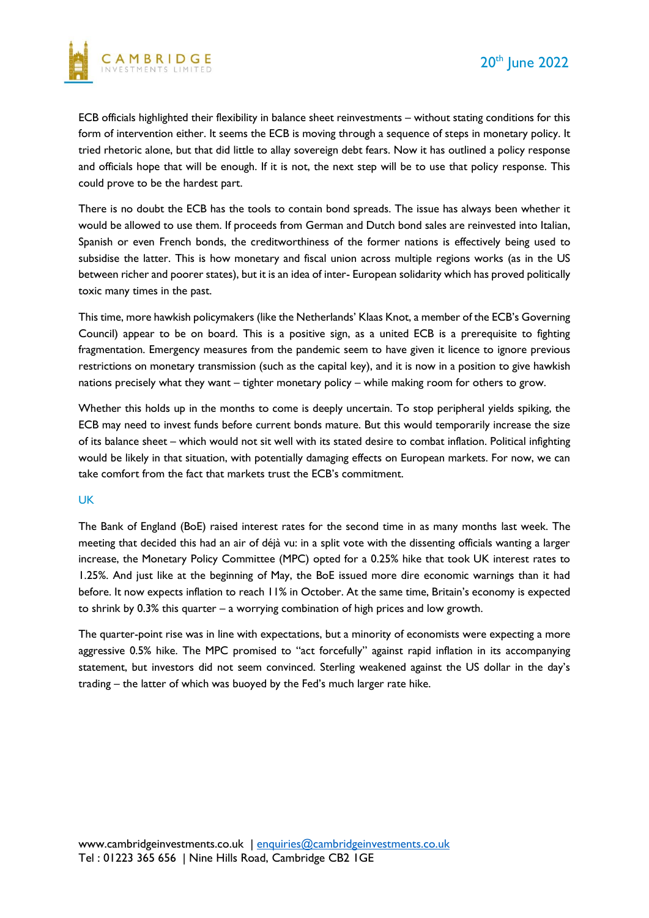ECB officials highlighted their flexibility in balance sheet reinvestments – without stating conditions for this form of intervention either. It seems the ECB is moving through a sequence of steps in monetary policy. It tried rhetoric alone, but that did little to allay sovereign debt fears. Now it has outlined a policy response and officials hope that will be enough. If it is not, the next step will be to use that policy response. This could prove to be the hardest part.

There is no doubt the ECB has the tools to contain bond spreads. The issue has always been whether it would be allowed to use them. If proceeds from German and Dutch bond sales are reinvested into Italian, Spanish or even French bonds, the creditworthiness of the former nations is effectively being used to subsidise the latter. This is how monetary and fiscal union across multiple regions works (as in the US between richer and poorer states), but it is an idea of inter- European solidarity which has proved politically toxic many times in the past.

This time, more hawkish policymakers (like the Netherlands' Klaas Knot, a member of the ECB's Governing Council) appear to be on board. This is a positive sign, as a united ECB is a prerequisite to fighting fragmentation. Emergency measures from the pandemic seem to have given it licence to ignore previous restrictions on monetary transmission (such as the capital key), and it is now in a position to give hawkish nations precisely what they want – tighter monetary policy – while making room for others to grow.

Whether this holds up in the months to come is deeply uncertain. To stop peripheral yields spiking, the ECB may need to invest funds before current bonds mature. But this would temporarily increase the size of its balance sheet – which would not sit well with its stated desire to combat inflation. Political infighting would be likely in that situation, with potentially damaging effects on European markets. For now, we can take comfort from the fact that markets trust the ECB's commitment.

## UK

The Bank of England (BoE) raised interest rates for the second time in as many months last week. The meeting that decided this had an air of déjà vu: in a split vote with the dissenting officials wanting a larger increase, the Monetary Policy Committee (MPC) opted for a 0.25% hike that took UK interest rates to 1.25%. And just like at the beginning of May, the BoE issued more dire economic warnings than it had before. It now expects inflation to reach 11% in October. At the same time, Britain's economy is expected to shrink by 0.3% this quarter – a worrying combination of high prices and low growth.

The quarter-point rise was in line with expectations, but a minority of economists were expecting a more aggressive 0.5% hike. The MPC promised to "act forcefully" against rapid inflation in its accompanying statement, but investors did not seem convinced. Sterling weakened against the US dollar in the day's trading – the latter of which was buoyed by the Fed's much larger rate hike.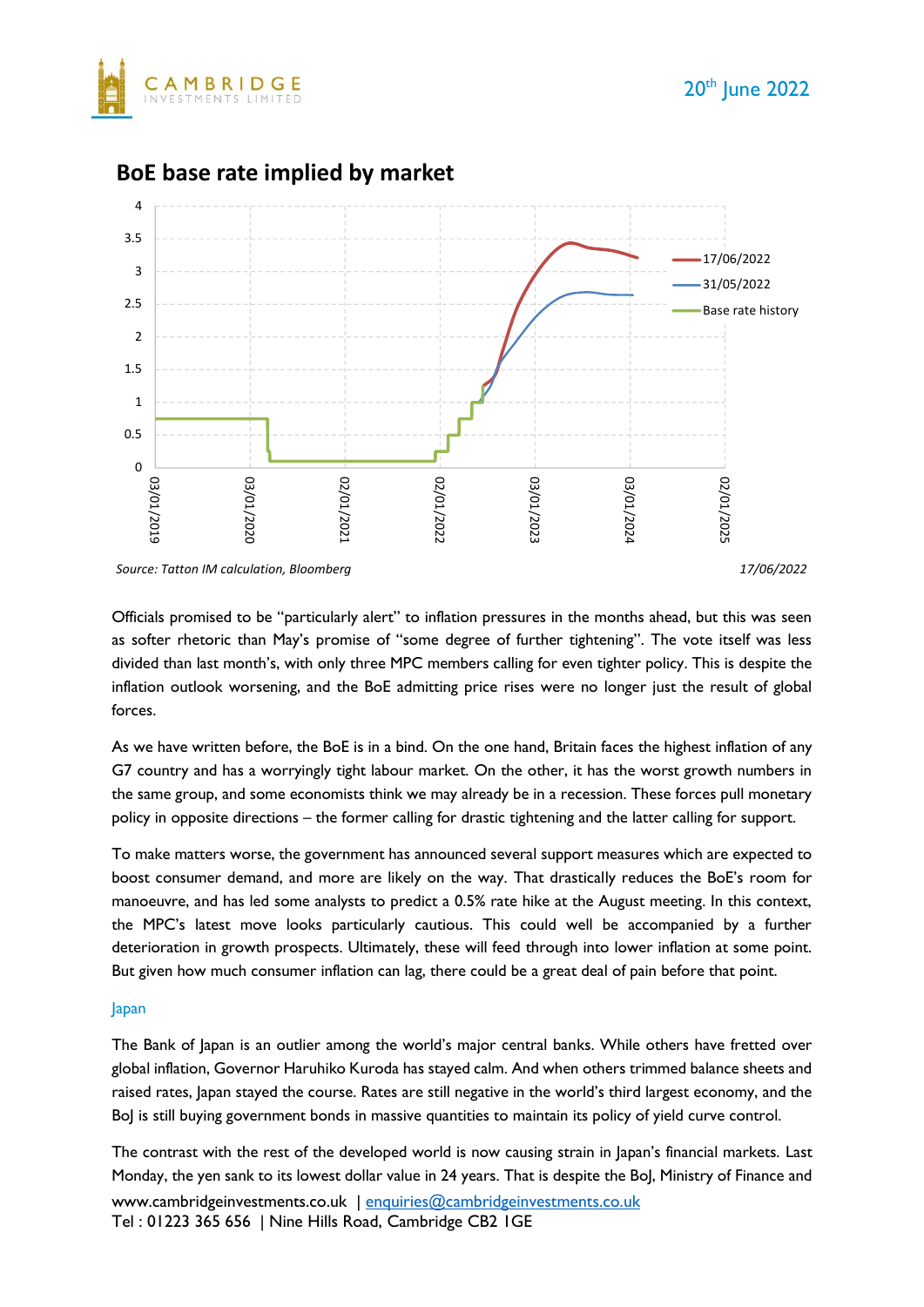## BoE base rate implied by market

Source: Tatton IM calculation, Bloomberg

17/06/2022

Officials promised to be "particularly alert" to inflation pressures in the months ahead, but this was seen as softer rhetoric than May's promise of "some degree of further tightening". The vote itself was less divided than last month's, with only three MPC members calling for even tighter policy. This is despite the inflation outlook worsening, and the BoE admitting price rises were no longer just the result of global forces.

As we have written before, the BoE is in a bind. On the one hand, Britain faces the highest inflation of any G7 country and has a worryingly tight labour market. On the other, it has the worst growth numbers in the same group, and some economists think we may already be in a recession. These forces pull monetary policy in opposite directions – the former calling for drastic tightening and the latter calling for support.

To make matters worse, the government has announced several support measures which are expected to boost consumer demand, and more are likely on the way. That drastically reduces the BoE's room for manoeuvre, and has led some analysts to predict a 0.5% rate hike at the August meeting. In this context, the MPC's latest move looks particularly cautious. This could well be accompanied by a further deterioration in growth prospects. Ultimately, these will feed through into lower inflation at some point. But given how much consumer inflation can lag, there could be a great deal of pain before that point.

### Japan

The Bank of Japan is an outlier among the world's major central banks. While others have fretted over global inflation, Governor Haruhiko Kuroda has stayed calm. And when others trimmed balance sheets and raised rates, Japan stayed the course. Rates are still negative in the world's third largest economy, and the BoJ is still buying government bonds in massive quantities to maintain its policy of yield curve control.

The contrast with the rest of the developed world is now causing strain in Japan's financial markets. Last Monday, the yen sank to its lowest dollar value in 24 years. That is despite the BoJ, Ministry of Finance and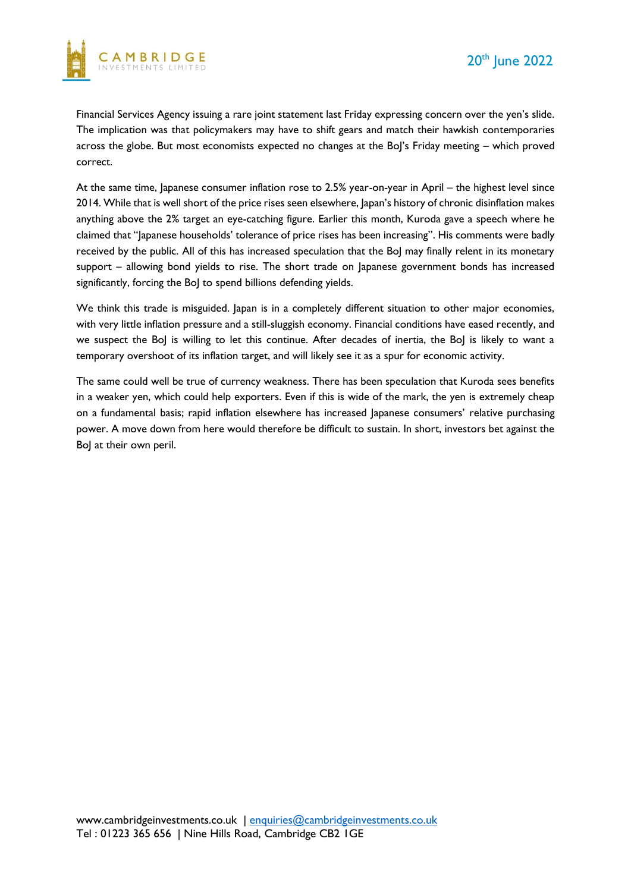Financial Services Agency issuing a rare joint statement last Friday expressing concern over the yen's slide. The implication was that policymakers may have to shift gears and match their hawkish contemporaries across the globe. But most economists expected no changes at the BoJ's Friday meeting – which proved correct.

At the same time, Japanese consumer inflation rose to 2.5% year-on-year in April – the highest level since 2014. While that is well short of the price rises seen elsewhere, Japan's history of chronic disinflation makes anything above the 2% target an eye-catching figure. Earlier this month, Kuroda gave a speech where he claimed that "Japanese households' tolerance of price rises has been increasing". His comments were badly received by the public. All of this has increased speculation that the BoJ may finally relent in its monetary support – allowing bond yields to rise. The short trade on Japanese government bonds has increased significantly, forcing the BoJ to spend billions defending yields.

We think this trade is misguided. Japan is in a completely different situation to other major economies, with very little inflation pressure and a still-sluggish economy. Financial conditions have eased recently, and we suspect the BoJ is willing to let this continue. After decades of inertia, the BoJ is likely to want a temporary overshoot of its inflation target, and will likely see it as a spur for economic activity.

The same could well be true of currency weakness. There has been speculation that Kuroda sees benefits in a weaker yen, which could help exporters. Even if this is wide of the mark, the yen is extremely cheap on a fundamental basis; rapid inflation elsewhere has increased Japanese consumers' relative purchasing power. A move down from here would therefore be difficult to sustain. In short, investors bet against the BoJ at their own peril.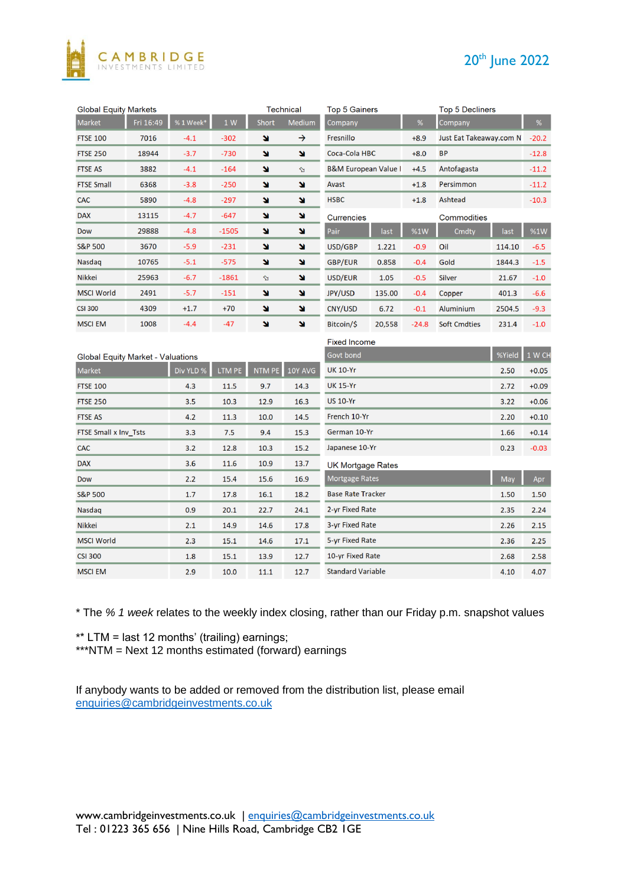CAMBRIDGE INVESTMENTS LIMITED

20th June 2022

## Global Equity Markets

| Market | Fri 16:49 | % 1 Week* | 1 W | Technical Short | Technical Medium |
|---|---|---|---|---|---|
| FTSE 100 | 7016 | -4.1 | -302 | ↘ | → |
| FTSE 250 | 18944 | -3.7 | -730 | ↘ | ↘ |
| FTSE AS | 3882 | -4.1 | -164 | ↘ | ↘ |
| FTSE Small | 6368 | -3.8 | -250 | ↘ | ↘ |
| CAC | 5890 | -4.8 | -297 | ↘ | ↘ |
| DAX | 13115 | -4.7 | -647 | ↘ | ↘ |
| Dow | 29888 | -4.8 | -1505 | ↘ | ↘ |
| S&P 500 | 3670 | -5.9 | -231 | ↘ | ↘ |
| Nasdaq | 10765 | -5.1 | -575 | ↘ | ↘ |
| Nikkei | 25963 | -6.7 | -1861 | ↘ | ↘ |
| MSCI World | 2491 | -5.7 | -151 | ↘ | ↘ |
| CSI 300 | 4309 | +1.7 | +70 | ↘ | ↘ |
| MSCI EM | 1008 | -4.4 | -47 | ↘ | ↘ |

## Top 5 Gainers

| Company | % |
|---|---|
| Fresnillo | +8.9 |
| Coca-Cola HBC | +8.0 |
| B&M European Value I | +4.5 |
| Avast | +1.8 |
| HSBC | +1.8 |

## Top 5 Decliners

| Company | % |
|---|---|
| Just Eat Takeaway.com N | -20.2 |
| BP | -12.8 |
| Antofagasta | -11.2 |
| Persimmon | -11.2 |
| Ashtead | -10.3 |

## Currencies

| Pair | last | %1W |
|---|---|---|
| USD/GBP | 1.221 | -0.9 |
| GBP/EUR | 0.858 | -0.4 |
| USD/EUR | 1.05 | -0.5 |
| JPY/USD | 135.00 | -0.4 |
| CNY/USD | 6.72 | -0.1 |
| Bitcoin/$ | 20,558 | -24.8 |

## Commodities

| Cmdty | last | %1W |
|---|---|---|
| Oil | 114.10 | -6.5 |
| Gold | 1844.3 | -1.5 |
| Silver | 21.67 | -1.0 |
| Copper | 401.3 | -6.6 |
| Aluminium | 2504.5 | -9.3 |
| Soft Cmdties | 231.4 | -1.0 |

## Global Equity Market - Valuations

| Market | Div YLD % | LTM PE | NTM PE | 10Y AVG |
|---|---|---|---|---|
| FTSE 100 | 4.3 | 11.5 | 9.7 | 14.3 |
| FTSE 250 | 3.5 | 10.3 | 12.9 | 16.3 |
| FTSE AS | 4.2 | 11.3 | 10.0 | 14.5 |
| FTSE Small x Inv_Tsts | 3.3 | 7.5 | 9.4 | 15.3 |
| CAC | 3.2 | 12.8 | 10.3 | 15.2 |
| DAX | 3.6 | 11.6 | 10.9 | 13.7 |
| Dow | 2.2 | 15.4 | 15.6 | 16.9 |
| S&P 500 | 1.7 | 17.8 | 16.1 | 18.2 |
| Nasdaq | 0.9 | 20.1 | 22.7 | 24.1 |
| Nikkei | 2.1 | 14.9 | 14.6 | 17.8 |
| MSCI World | 2.3 | 15.1 | 14.6 | 17.1 |
| CSI 300 | 1.8 | 15.1 | 13.9 | 12.7 |
| MSCI EM | 2.9 | 10.0 | 11.1 | 12.7 |

## Fixed Income

| Govt bond | %Yield | 1 W CH |
|---|---|---|
| UK 10-Yr | 2.50 | +0.05 |
| UK 15-Yr | 2.72 | +0.09 |
| US 10-Yr | 3.22 | +0.06 |
| French 10-Yr | 2.20 | +0.10 |
| German 10-Yr | 1.66 | +0.14 |
| Japanese 10-Yr | 0.23 | -0.03 |

## UK Mortgage Rates

| Mortgage Rates | May | Apr |
|---|---|---|
| Base Rate Tracker | 1.50 | 1.50 |
| 2-yr Fixed Rate | 2.35 | 2.24 |
| 3-yr Fixed Rate | 2.26 | 2.15 |
| 5-yr Fixed Rate | 2.36 | 2.25 |
| 10-yr Fixed Rate | 2.68 | 2.58 |
| Standard Variable | 4.10 | 4.07 |

* The *% 1 week* relates to the weekly index closing, rather than our Friday p.m. snapshot values

** LTM = last 12 months' (trailing) earnings;
***NTM = Next 12 months estimated (forward) earnings

If anybody wants to be added or removed from the distribution list, please email enquiries@cambridgeinvestments.co.uk

www.cambridgeinvestments.co.uk | enquiries@cambridgeinvestments.co.uk
Tel : 01223 365 656 | Nine Hills Road, Cambridge CB2 1GE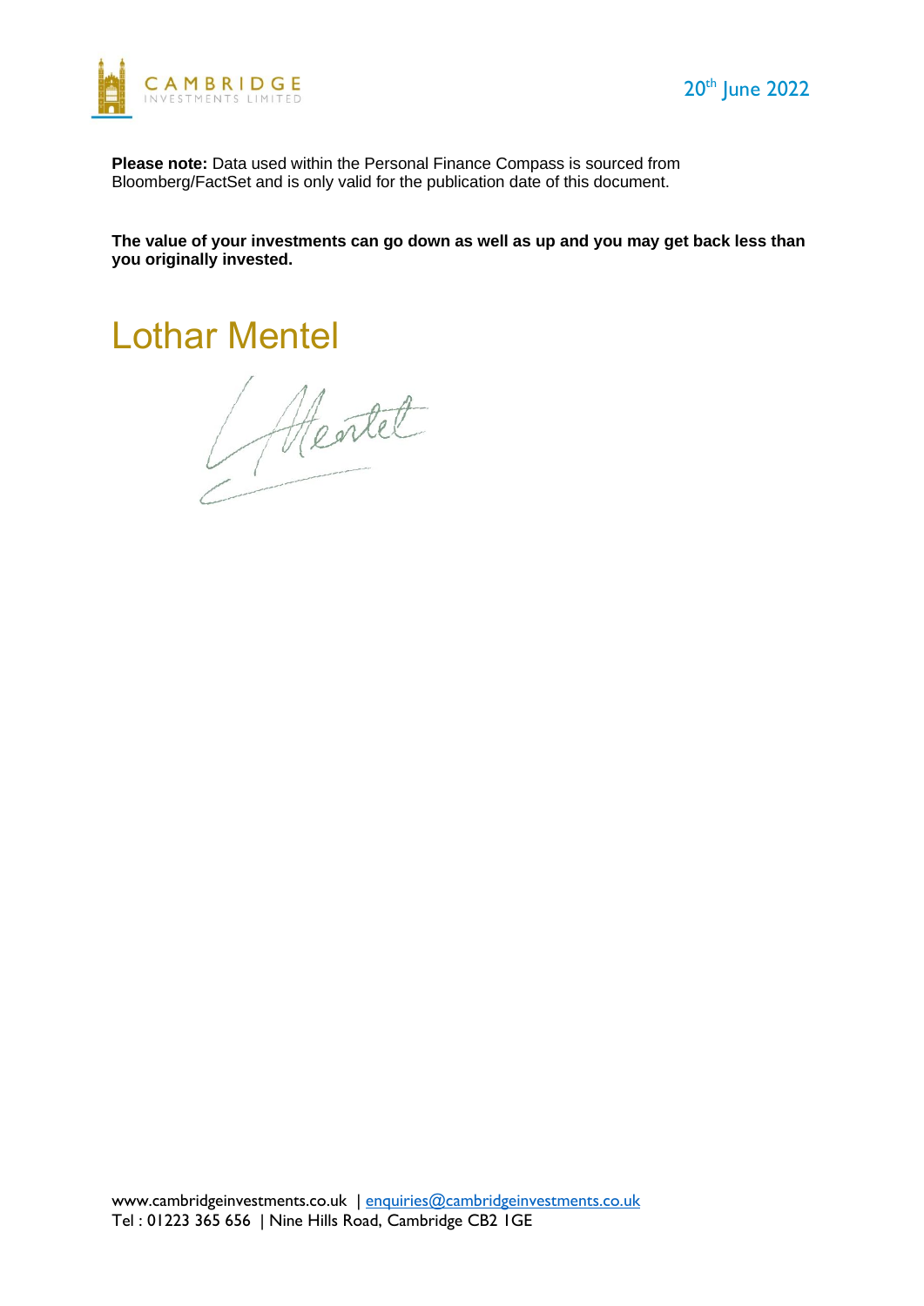20th June 2022

**Please note:** Data used within the Personal Finance Compass is sourced from Bloomberg/FactSet and is only valid for the publication date of this document.

**The value of your investments can go down as well as up and you may get back less than you originally invested.**

Lothar Mentel

www.cambridgeinvestments.co.uk | enquiries@cambridgeinvestments.co.uk
Tel : 01223 365 656 | Nine Hills Road, Cambridge CB2 1GE